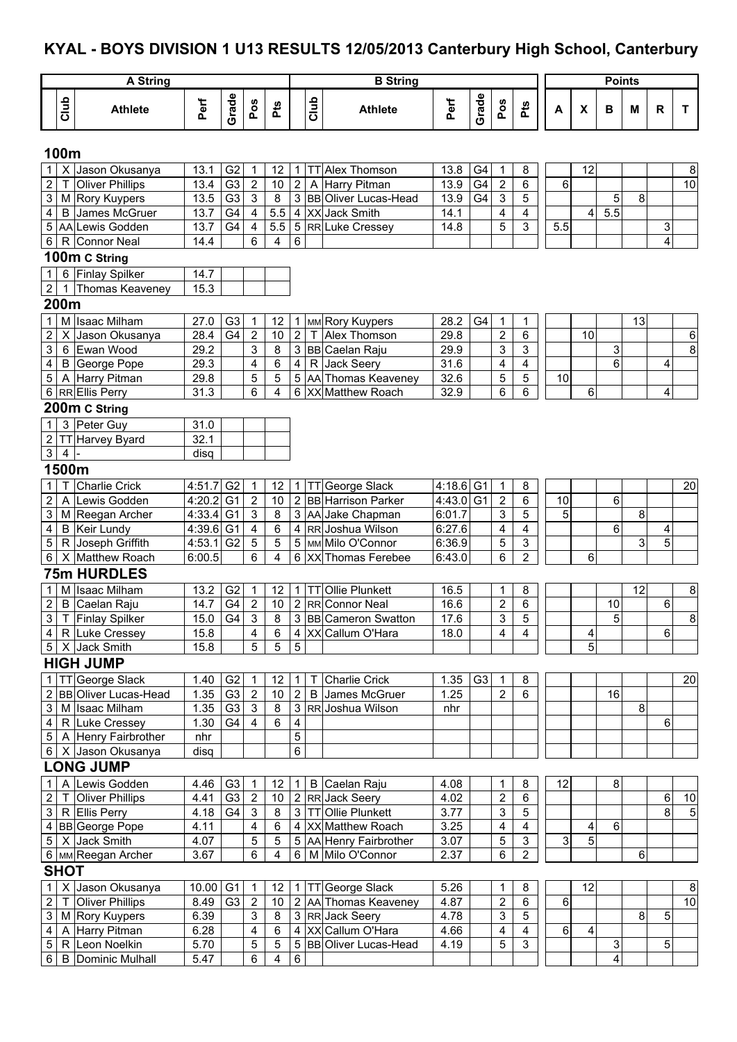# KYAL - BOYS DIVISION 1 U13 RESULTS 12/05/2013 Canterbury High School, Canterbury

| A String | | | | | | | B String | | | | | | | Points | | | | | |
|---|---|---|---|---|---|---|---|---|---|---|---|---|---|---|---|---|---|---|---|
| | Club | Athlete | Perf | Grade | Pos | Pts | | Club | Athlete | Perf | Grade | Pos | Pts | A | X | B | M | R | T |
| **100m** | | | | | | | | | | | | | | | | | | | |
| 1 | X | Jason Okusanya | 13.1 | G2 | 1 | 12 | 1 | TT | Alex Thomson | 13.8 | G4 | 1 | 8 | | 12 | | | | 8 |
| 2 | T | Oliver Phillips | 13.4 | G3 | 2 | 10 | 2 | A | Harry Pitman | 13.9 | G4 | 2 | 6 | 6 | | | | | 10 |
| 3 | M | Rory Kuypers | 13.5 | G3 | 3 | 8 | 3 | BB | Oliver Lucas-Head | 13.9 | G4 | 3 | 5 | | | 5 | 8 | | |
| 4 | B | James McGruer | 13.7 | G4 | 4 | 5.5 | 4 | XX | Jack Smith | 14.1 | | 4 | 4 | | 4 | 5.5 | | | |
| 5 | AA | Lewis Godden | 13.7 | G4 | 4 | 5.5 | 5 | RR | Luke Cressey | 14.8 | | 5 | 3 | 5.5 | | | | 3 | |
| 6 | R | Connor Neal | 14.4 | | 6 | 4 | 6 | | | | | | | | | | | 4 | |
| **100m C String** | | | | | | | | | | | | | | | | | | | |
| 1 | 6 | Finlay Spilker | 14.7 | | | | | | | | | | | | | | | | |
| 2 | 1 | Thomas Keaveney | 15.3 | | | | | | | | | | | | | | | | |
| **200m** | | | | | | | | | | | | | | | | | | | |
| 1 | M | Isaac Milham | 27.0 | G3 | 1 | 12 | 1 | MM | Rory Kuypers | 28.2 | G4 | 1 | 1 | | | | 13 | | |
| 2 | X | Jason Okusanya | 28.4 | G4 | 2 | 10 | 2 | T | Alex Thomson | 29.8 | | 2 | 6 | | 10 | | | | 6 |
| 3 | 6 | Ewan Wood | 29.2 | | 3 | 8 | 3 | BB | Caelan Raju | 29.9 | | 3 | 3 | | | 3 | | | 8 |
| 4 | B | George Pope | 29.3 | | 4 | 6 | 4 | R | Jack Seery | 31.6 | | 4 | 4 | | | 6 | | 4 | |
| 5 | A | Harry Pitman | 29.8 | | 5 | 5 | 5 | AA | Thomas Keaveney | 32.6 | | 5 | 5 | 10 | | | | | |
| 6 | RR | Ellis Perry | 31.3 | | 6 | 4 | 6 | XX | Matthew Roach | 32.9 | | 6 | 6 | | 6 | | | 4 | |
| **200m C String** | | | | | | | | | | | | | | | | | | | |
| 1 | 3 | Peter Guy | 31.0 | | | | | | | | | | | | | | | | |
| 2 | TT | Harvey Byard | 32.1 | | | | | | | | | | | | | | | | |
| 3 | 4 | - | disq | | | | | | | | | | | | | | | | |
| **1500m** | | | | | | | | | | | | | | | | | | | |
| 1 | T | Charlie Crick | 4:51.7 | G2 | 1 | 12 | 1 | TT | George Slack | 4:18.6 | G1 | 1 | 8 | | | | | | 20 |
| 2 | A | Lewis Godden | 4:20.2 | G1 | 2 | 10 | 2 | BB | Harrison Parker | 4:43.0 | G1 | 2 | 6 | 10 | | 6 | | | |
| 3 | M | Reegan Archer | 4:33.4 | G1 | 3 | 8 | 3 | AA | Jake Chapman | 6:01.7 | | 3 | 5 | 5 | | | 8 | | |
| 4 | B | Keir Lundy | 4:39.6 | G1 | 4 | 6 | 4 | RR | Joshua Wilson | 6:27.6 | | 4 | 4 | | | 6 | | 4 | |
| 5 | R | Joseph Griffith | 4:53.1 | G2 | 5 | 5 | 5 | MM | Milo O'Connor | 6:36.9 | | 5 | 3 | | | | 3 | 5 | |
| 6 | X | Matthew Roach | 6:00.5 | | 6 | 4 | 6 | XX | Thomas Ferebee | 6:43.0 | | 6 | 2 | | 6 | | | | |
| **75m HURDLES** | | | | | | | | | | | | | | | | | | | |
| 1 | M | Isaac Milham | 13.2 | G2 | 1 | 12 | 1 | TT | Ollie Plunkett | 16.5 | | 1 | 8 | | | | 12 | | 8 |
| 2 | B | Caelan Raju | 14.7 | G4 | 2 | 10 | 2 | RR | Connor Neal | 16.6 | | 2 | 6 | | | 10 | | 6 | |
| 3 | T | Finlay Spilker | 15.0 | G4 | 3 | 8 | 3 | BB | Cameron Swatton | 17.6 | | 3 | 5 | | | 5 | | | 8 |
| 4 | R | Luke Cressey | 15.8 | | 4 | 6 | 4 | XX | Callum O'Hara | 18.0 | | 4 | 4 | | 4 | | | 6 | |
| 5 | X | Jack Smith | 15.8 | | 5 | 5 | 5 | | | | | | | | 5 | | | | |
| **HIGH JUMP** | | | | | | | | | | | | | | | | | | | |
| 1 | TT | George Slack | 1.40 | G2 | 1 | 12 | 1 | T | Charlie Crick | 1.35 | G3 | 1 | 8 | | | | | | 20 |
| 2 | BB | Oliver Lucas-Head | 1.35 | G3 | 2 | 10 | 2 | B | James McGruer | 1.25 | | 2 | 6 | | | 16 | | | |
| 3 | M | Isaac Milham | 1.35 | G3 | 3 | 8 | 3 | RR | Joshua Wilson | nhr | | | | | | | 8 | | |
| 4 | R | Luke Cressey | 1.30 | G4 | 4 | 6 | 4 | | | | | | | | | | | 6 | |
| 5 | A | Henry Fairbrother | nhr | | | | 5 | | | | | | | | | | | | |
| 6 | X | Jason Okusanya | disq | | | | 6 | | | | | | | | | | | | |
| **LONG JUMP** | | | | | | | | | | | | | | | | | | | |
| 1 | A | Lewis Godden | 4.46 | G3 | 1 | 12 | 1 | B | Caelan Raju | 4.08 | | 1 | 8 | 12 | | 8 | | | |
| 2 | T | Oliver Phillips | 4.41 | G3 | 2 | 10 | 2 | RR | Jack Seery | 4.02 | | 2 | 6 | | | | | 6 | 10 |
| 3 | R | Ellis Perry | 4.18 | G4 | 3 | 8 | 3 | TT | Ollie Plunkett | 3.77 | | 3 | 5 | | | | | 8 | 5 |
| 4 | BB | George Pope | 4.11 | | 4 | 6 | 4 | XX | Matthew Roach | 3.25 | | 4 | 4 | | 4 | 6 | | | |
| 5 | X | Jack Smith | 4.07 | | 5 | 5 | 5 | AA | Henry Fairbrother | 3.07 | | 5 | 3 | 3 | 5 | | | | |
| 6 | MM | Reegan Archer | 3.67 | | 6 | 4 | 6 | M | Milo O'Connor | 2.37 | | 6 | 2 | | | | 6 | | |
| **SHOT** | | | | | | | | | | | | | | | | | | | |
| 1 | X | Jason Okusanya | 10.00 | G1 | 1 | 12 | 1 | TT | George Slack | 5.26 | | 1 | 8 | | 12 | | | | 8 |
| 2 | T | Oliver Phillips | 8.49 | G3 | 2 | 10 | 2 | AA | Thomas Keaveney | 4.87 | | 2 | 6 | 6 | | | | | 10 |
| 3 | M | Rory Kuypers | 6.39 | | 3 | 8 | 3 | RR | Jack Seery | 4.78 | | 3 | 5 | | | | 8 | 5 | |
| 4 | A | Harry Pitman | 6.28 | | 4 | 6 | 4 | XX | Callum O'Hara | 4.66 | | 4 | 4 | 6 | 4 | | | | |
| 5 | R | Leon Noelkin | 5.70 | | 5 | 5 | 5 | BB | Oliver Lucas-Head | 4.19 | | 5 | 3 | | | 3 | | 5 | |
| 6 | B | Dominic Mulhall | 5.47 | | 6 | 4 | 6 | | | | | | | | | 4 | | | |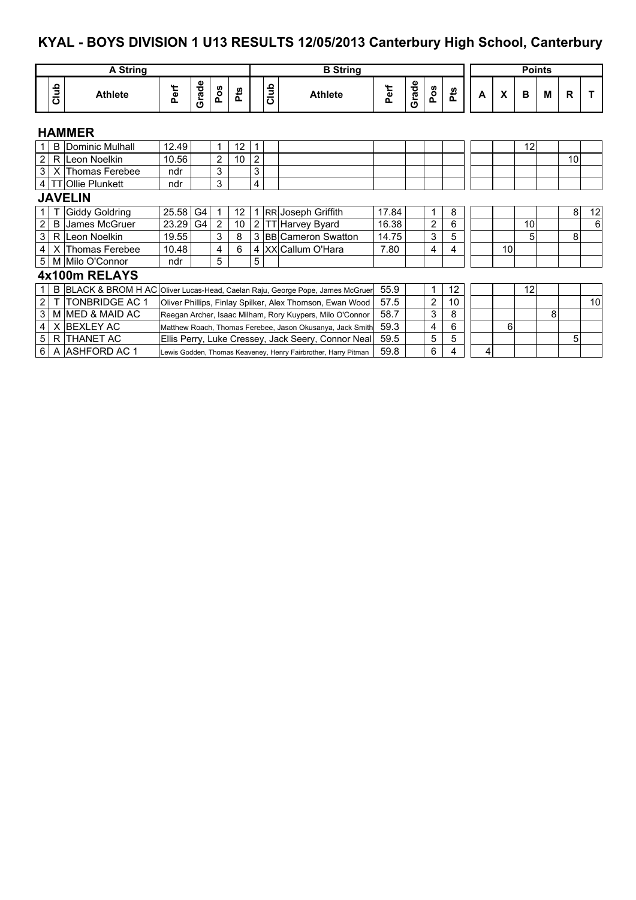# KYAL - BOYS DIVISION 1 U13 RESULTS 12/05/2013 Canterbury High School, Canterbury

| A String | | | | | | | B String | | | | | | | Points | | | | | |
|---|---|---|---|---|---|---|---|---|---|---|---|---|---|---|---|---|---|---|---|
| | Club | Athlete | Perf | Grade | Pos | Pts | | Club | Athlete | Perf | Grade | Pos | Pts | A | X | B | M | R | T |
| **HAMMER** | | | | | | | | | | | | | | | | | | | |
| 1 | B | Dominic Mulhall | 12.49 | | 1 | 12 | 1 | | | | | | | | | 12 | | | |
| 2 | R | Leon Noelkin | 10.56 | | 2 | 10 | 2 | | | | | | | | | | | 10 | |
| 3 | X | Thomas Ferebee | ndr | | 3 | | 3 | | | | | | | | | | | | |
| 4 | TT | Ollie Plunkett | ndr | | 3 | | 4 | | | | | | | | | | | | |
| **JAVELIN** | | | | | | | | | | | | | | | | | | | |
| 1 | T | Giddy Goldring | 25.58 | G4 | 1 | 12 | 1 | RR | Joseph Griffith | 17.84 | | 1 | 8 | | | | | 8 | 12 |
| 2 | B | James McGruer | 23.29 | G4 | 2 | 10 | 2 | TT | Harvey Byard | 16.38 | | 2 | 6 | | | 10 | | | 6 |
| 3 | R | Leon Noelkin | 19.55 | | 3 | 8 | 3 | BB | Cameron Swatton | 14.75 | | 3 | 5 | | | 5 | | 8 | |
| 4 | X | Thomas Ferebee | 10.48 | | 4 | 6 | 4 | XX | Callum O'Hara | 7.80 | | 4 | 4 | | 10 | | | | |
| 5 | M | Milo O'Connor | ndr | | 5 | | 5 | | | | | | | | | | | | |
| **4x100m RELAYS** | | | | | | | | | | | | | | | | | | | |
| 1 | B | BLACK & BROM H AC | | | | | | | Oliver Lucas-Head, Caelan Raju, George Pope, James McGruer | 55.9 | | 1 | 12 | | | 12 | | | |
| 2 | T | TONBRIDGE AC 1 | | | | | | | Oliver Phillips, Finlay Spilker, Alex Thomson, Ewan Wood | 57.5 | | 2 | 10 | | | | | | 10 |
| 3 | M | MED & MAID AC | | | | | | | Reegan Archer, Isaac Milham, Rory Kuypers, Milo O'Connor | 58.7 | | 3 | 8 | | | | 8 | | |
| 4 | X | BEXLEY AC | | | | | | | Matthew Roach, Thomas Ferebee, Jason Okusanya, Jack Smith | 59.3 | | 4 | 6 | | 6 | | | | |
| 5 | R | THANET AC | | | | | | | Ellis Perry, Luke Cressey, Jack Seery, Connor Neal | 59.5 | | 5 | 5 | | | | | 5 | |
| 6 | A | ASHFORD AC 1 | | | | | | | Lewis Godden, Thomas Keaveney, Henry Fairbrother, Harry Pitman | 59.8 | | 6 | 4 | 4 | | | | | |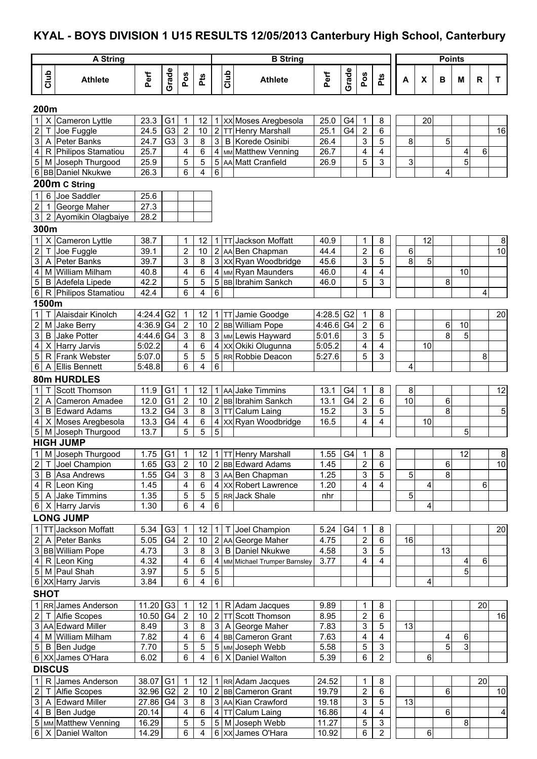# KYAL - BOYS DIVISION 1 U15 RESULTS 12/05/2013 Canterbury High School, Canterbury

## 200m

| | A String | | | | | | | B String | | | | | | | Points | | | | | |
|---|---|---|---|---|---|---|---|---|---|---|---|---|---|---|---|---|---|---|---|---|
| | Club | Athlete | Perf | Grade | Pos | Pts | | Club | Athlete | Perf | Grade | Pos | Pts | A | X | B | M | R | T |
| 1 | X | Cameron Lyttle | 23.3 | G1 | 1 | 12 | 1 | XX | Moses Aregbesola | 25.0 | G4 | 1 | 8 | | 20 | | | | |
| 2 | T | Joe Fuggle | 24.5 | G3 | 2 | 10 | 2 | TT | Henry Marshall | 25.1 | G4 | 2 | 6 | | | | | | 16 |
| 3 | A | Peter Banks | 24.7 | G3 | 3 | 8 | 3 | B | Korede Osinibi | 26.4 | | 3 | 5 | 8 | | 5 | | | |
| 4 | R | Philipos Stamatiou | 25.7 | | 4 | 6 | 4 | MM | Matthew Venning | 26.7 | | 4 | 4 | | | | 4 | 6 | |
| 5 | M | Joseph Thurgood | 25.9 | | 5 | 5 | 5 | AA | Matt Cranfield | 26.9 | | 5 | 3 | 3 | | | 5 | | |
| 6 | BB | Daniel Nkukwe | 26.3 | | 6 | 4 | 6 | | | | | | | | | 4 | | | |

## 200m C String

| | Club | Athlete | Perf |
|---|---|---|---|
| 1 | 6 | Joe Saddler | 25.6 |
| 2 | 1 | George Maher | 27.3 |
| 3 | 2 | Ayomikin Olagbaiye | 28.2 |

## 300m

| | Club | Athlete | Perf | Grade | Pos | Pts | | Club | Athlete | Perf | Grade | Pos | Pts | A | X | B | M | R | T |
|---|---|---|---|---|---|---|---|---|---|---|---|---|---|---|---|---|---|---|---|
| 1 | X | Cameron Lyttle | 38.7 | | 1 | 12 | 1 | TT | Jackson Moffatt | 40.9 | | 1 | 8 | | 12 | | | | 8 |
| 2 | T | Joe Fuggle | 39.1 | | 2 | 10 | 2 | AA | Ben Chapman | 44.4 | | 2 | 6 | 6 | | | | | 10 |
| 3 | A | Peter Banks | 39.7 | | 3 | 8 | 3 | XX | Ryan Woodbridge | 45.6 | | 3 | 5 | 8 | 5 | | | | |
| 4 | M | William Milham | 40.8 | | 4 | 6 | 4 | MM | Ryan Maunders | 46.0 | | 4 | 4 | | | | 10 | | |
| 5 | B | Adefela Lipede | 42.2 | | 5 | 5 | 5 | BB | Ibrahim Sankch | 46.0 | | 5 | 3 | | | 8 | | | |
| 6 | R | Philipos Stamatiou | 42.4 | | 6 | 4 | 6 | | | | | | | | | | | 4 | |

## 1500m

| | Club | Athlete | Perf | Grade | Pos | Pts | | Club | Athlete | Perf | Grade | Pos | Pts | A | X | B | M | R | T |
|---|---|---|---|---|---|---|---|---|---|---|---|---|---|---|---|---|---|---|---|
| 1 | T | Alaisdair Kinolch | 4:24.4 | G2 | 1 | 12 | 1 | TT | Jamie Goodge | 4:28.5 | G2 | 1 | 8 | | | | | | 20 |
| 2 | M | Jake Berry | 4:36.9 | G4 | 2 | 10 | 2 | BB | William Pope | 4:46.6 | G4 | 2 | 6 | | | 6 | 10 | | |
| 3 | B | Jake Potter | 4:44.6 | G4 | 3 | 8 | 3 | MM | Lewis Hayward | 5:01.6 | | 3 | 5 | | | 8 | 5 | | |
| 4 | X | Harry Jarvis | 5:02.2 | | 4 | 6 | 4 | XX | Okiki Olugunna | 5:05.2 | | 4 | 4 | | 10 | | | | |
| 5 | R | Frank Webster | 5:07.0 | | 5 | 5 | 5 | RR | Robbie Deacon | 5:27.6 | | 5 | 3 | | | | | 8 | |
| 6 | A | Ellis Bennett | 5:48.8 | | 6 | 4 | 6 | | | | | | | 4 | | | | | |

## 80m HURDLES

| | Club | Athlete | Perf | Grade | Pos | Pts | | Club | Athlete | Perf | Grade | Pos | Pts | A | X | B | M | R | T |
|---|---|---|---|---|---|---|---|---|---|---|---|---|---|---|---|---|---|---|---|
| 1 | T | Scott Thomson | 11.9 | G1 | 1 | 12 | 1 | AA | Jake Timmins | 13.1 | G4 | 1 | 8 | 8 | | | | | 12 |
| 2 | A | Cameron Amadee | 12.0 | G1 | 2 | 10 | 2 | BB | Ibrahim Sankch | 13.1 | G4 | 2 | 6 | 10 | | 6 | | | |
| 3 | B | Edward Adams | 13.2 | G4 | 3 | 8 | 3 | TT | Calum Laing | 15.2 | | 3 | 5 | | | 8 | | | 5 |
| 4 | X | Moses Aregbesola | 13.3 | G4 | 4 | 6 | 4 | XX | Ryan Woodbridge | 16.5 | | 4 | 4 | | 10 | | | | |
| 5 | M | Joseph Thurgood | 13.7 | | 5 | 5 | 5 | | | | | | | | | | 5 | | |

## HIGH JUMP

| | Club | Athlete | Perf | Grade | Pos | Pts | | Club | Athlete | Perf | Grade | Pos | Pts | A | X | B | M | R | T |
|---|---|---|---|---|---|---|---|---|---|---|---|---|---|---|---|---|---|---|---|
| 1 | M | Joseph Thurgood | 1.75 | G1 | 1 | 12 | 1 | TT | Henry Marshall | 1.55 | G4 | 1 | 8 | | | | 12 | | 8 |
| 2 | T | Joel Champion | 1.65 | G3 | 2 | 10 | 2 | BB | Edward Adams | 1.45 | | 2 | 6 | | | 6 | | | 10 |
| 3 | B | Asa Andrews | 1.55 | G4 | 3 | 8 | 3 | AA | Ben Chapman | 1.25 | | 3 | 5 | 5 | | 8 | | | |
| 4 | R | Leon King | 1.45 | | 4 | 6 | 4 | XX | Robert Lawrence | 1.20 | | 4 | 4 | | 4 | | | 6 | |
| 5 | A | Jake Timmins | 1.35 | | 5 | 5 | 5 | RR | Jack Shale | nhr | | | | 5 | | | | | |
| 6 | X | Harry Jarvis | 1.30 | | 6 | 4 | 6 | | | | | | | | 4 | | | | |

## LONG JUMP

| | Club | Athlete | Perf | Grade | Pos | Pts | | Club | Athlete | Perf | Grade | Pos | Pts | A | X | B | M | R | T |
|---|---|---|---|---|---|---|---|---|---|---|---|---|---|---|---|---|---|---|---|
| 1 | TT | Jackson Moffatt | 5.34 | G3 | 1 | 12 | 1 | T | Joel Champion | 5.24 | G4 | 1 | 8 | | | | | | 20 |
| 2 | A | Peter Banks | 5.05 | G4 | 2 | 10 | 2 | AA | George Maher | 4.75 | | 2 | 6 | 16 | | | | | |
| 3 | BB | William Pope | 4.73 | | 3 | 8 | 3 | B | Daniel Nkukwe | 4.58 | | 3 | 5 | | | 13 | | | |
| 4 | R | Leon King | 4.32 | | 4 | 6 | 4 | MM | Michael Trumper Barnsley | 3.77 | | 4 | 4 | | | | 4 | 6 | |
| 5 | M | Paul Shah | 3.97 | | 5 | 5 | 5 | | | | | | | | | | 5 | | |
| 6 | XX | Harry Jarvis | 3.84 | | 6 | 4 | 6 | | | | | | | | 4 | | | | |

## SHOT

| | Club | Athlete | Perf | Grade | Pos | Pts | | Club | Athlete | Perf | Grade | Pos | Pts | A | X | B | M | R | T |
|---|---|---|---|---|---|---|---|---|---|---|---|---|---|---|---|---|---|---|---|
| 1 | RR | James Anderson | 11.20 | G3 | 1 | 12 | 1 | R | Adam Jacques | 9.89 | | 1 | 8 | | | | | 20 | |
| 2 | T | Alfie Scopes | 10.50 | G4 | 2 | 10 | 2 | TT | Scott Thomson | 8.95 | | 2 | 6 | | | | | | 16 |
| 3 | AA | Edward Miller | 8.49 | | 3 | 8 | 3 | A | George Maher | 7.83 | | 3 | 5 | 13 | | | | | |
| 4 | M | William Milham | 7.82 | | 4 | 6 | 4 | BB | Cameron Grant | 7.63 | | 4 | 4 | | | 4 | 6 | | |
| 5 | B | Ben Judge | 7.70 | | 5 | 5 | 5 | MM | Joseph Webb | 5.58 | | 5 | 3 | | | 5 | 3 | | |
| 6 | XX | James O'Hara | 6.02 | | 6 | 4 | 6 | X | Daniel Walton | 5.39 | | 6 | 2 | | 6 | | | | |

## DISCUS

| | Club | Athlete | Perf | Grade | Pos | Pts | | Club | Athlete | Perf | Grade | Pos | Pts | A | X | B | M | R | T |
|---|---|---|---|---|---|---|---|---|---|---|---|---|---|---|---|---|---|---|---|
| 1 | R | James Anderson | 38.07 | G1 | 1 | 12 | 1 | RR | Adam Jacques | 24.52 | | 1 | 8 | | | | | 20 | |
| 2 | T | Alfie Scopes | 32.96 | G2 | 2 | 10 | 2 | BB | Cameron Grant | 19.79 | | 2 | 6 | | | 6 | | | 10 |
| 3 | A | Edward Miller | 27.86 | G4 | 3 | 8 | 3 | AA | Kian Crawford | 19.18 | | 3 | 5 | 13 | | | | | |
| 4 | B | Ben Judge | 20.14 | | 4 | 6 | 4 | TT | Calum Laing | 16.86 | | 4 | 4 | | | 6 | | | 4 |
| 5 | MM | Matthew Venning | 16.29 | | 5 | 5 | 5 | M | Joseph Webb | 11.27 | | 5 | 3 | | | | 8 | | |
| 6 | X | Daniel Walton | 14.29 | | 6 | 4 | 6 | XX | James O'Hara | 10.92 | | 6 | 2 | | 6 | | | | |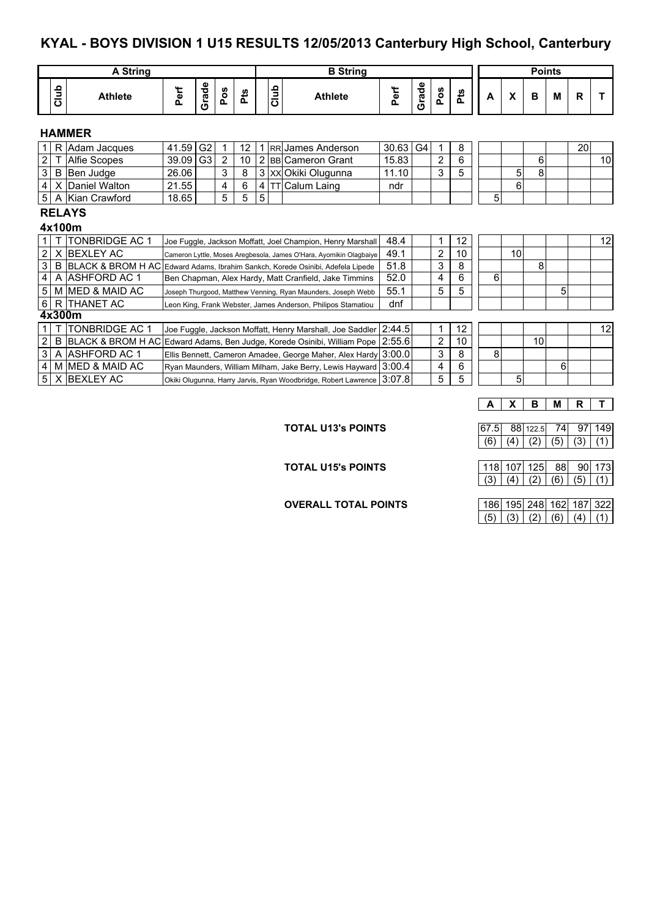# KYAL - BOYS DIVISION 1 U15 RESULTS 12/05/2013 Canterbury High School, Canterbury

| | A String | | | | | | | B String | | | | | | | Points | | | | | |
|---|---|---|---|---|---|---|---|---|---|---|---|---|---|---|---|---|---|---|---|---|
| | Club | Athlete | Perf | Grade | Pos | Pts | | Club | Athlete | Perf | Grade | Pos | Pts | A | X | B | M | R | T |
| **HAMMER** | | | | | | | | | | | | | | | | | | | |
| 1 | R | Adam Jacques | 41.59 | G2 | 1 | 12 | 1 | RR | James Anderson | 30.63 | G4 | 1 | 8 | | | | | 20 | |
| 2 | T | Alfie Scopes | 39.09 | G3 | 2 | 10 | 2 | BB | Cameron Grant | 15.83 | | 2 | 6 | | | 6 | | | 10 |
| 3 | B | Ben Judge | 26.06 | | 3 | 8 | 3 | XX | Okiki Olugunna | 11.10 | | 3 | 5 | | 5 | 8 | | | |
| 4 | X | Daniel Walton | 21.55 | | 4 | 6 | 4 | TT | Calum Laing | ndr | | | | | 6 | | | | |
| 5 | A | Kian Crawford | 18.65 | | 5 | 5 | 5 | | | | | | | 5 | | | | | |

## RELAYS

### 4x100m

| | Club | Team | Athletes | Perf | Pos | Pts | A | X | B | M | R | T |
|---|---|---|---|---|---|---|---|---|---|---|---|---|
| 1 | T | TONBRIDGE AC 1 | Joe Fuggle, Jackson Moffatt, Joel Champion, Henry Marshall | 48.4 | 1 | 12 | | | | | | 12 |
| 2 | X | BEXLEY AC | Cameron Lyttle, Moses Aregbesola, James O'Hara, Ayomikin Olagbaiye | 49.1 | 2 | 10 | | 10 | | | | |
| 3 | B | BLACK & BROM H AC | Edward Adams, Ibrahim Sankch, Korede Osinibi, Adefela Lipede | 51.8 | 3 | 8 | | | 8 | | | |
| 4 | A | ASHFORD AC 1 | Ben Chapman, Alex Hardy, Matt Cranfield, Jake Timmins | 52.0 | 4 | 6 | 6 | | | | | |
| 5 | M | MED & MAID AC | Joseph Thurgood, Matthew Venning, Ryan Maunders, Joseph Webb | 55.1 | 5 | 5 | | | | 5 | | |
| 6 | R | THANET AC | Leon King, Frank Webster, James Anderson, Philipos Stamatiou | dnf | | | | | | | | |

### 4x300m

| | Club | Team | Athletes | Perf | Pos | Pts | A | X | B | M | R | T |
|---|---|---|---|---|---|---|---|---|---|---|---|---|
| 1 | T | TONBRIDGE AC 1 | Joe Fuggle, Jackson Moffatt, Henry Marshall, Joe Saddler | 2:44.5 | 1 | 12 | | | | | | 12 |
| 2 | B | BLACK & BROM H AC | Edward Adams, Ben Judge, Korede Osinibi, William Pope | 2:55.6 | 2 | 10 | | | 10 | | | |
| 3 | A | ASHFORD AC 1 | Ellis Bennett, Cameron Amadee, George Maher, Alex Hardy | 3:00.0 | 3 | 8 | 8 | | | | | |
| 4 | M | MED & MAID AC | Ryan Maunders, William Milham, Jake Berry, Lewis Hayward | 3:00.4 | 4 | 6 | | | | 6 | | |
| 5 | X | BEXLEY AC | Okiki Olugunna, Harry Jarvis, Ryan Woodbridge, Robert Lawrence | 3:07.8 | 5 | 5 | | 5 | | | | |

| | A | X | B | M | R | T |
|---|---|---|---|---|---|---|
| **TOTAL U13's POINTS** | 67.5 | 88 | 122.5 | 74 | 97 | 149 |
| | (6) | (4) | (2) | (5) | (3) | (1) |
| **TOTAL U15's POINTS** | 118 | 107 | 125 | 88 | 90 | 173 |
| | (3) | (4) | (2) | (6) | (5) | (1) |
| **OVERALL TOTAL POINTS** | 186 | 195 | 248 | 162 | 187 | 322 |
| | (5) | (3) | (2) | (6) | (4) | (1) |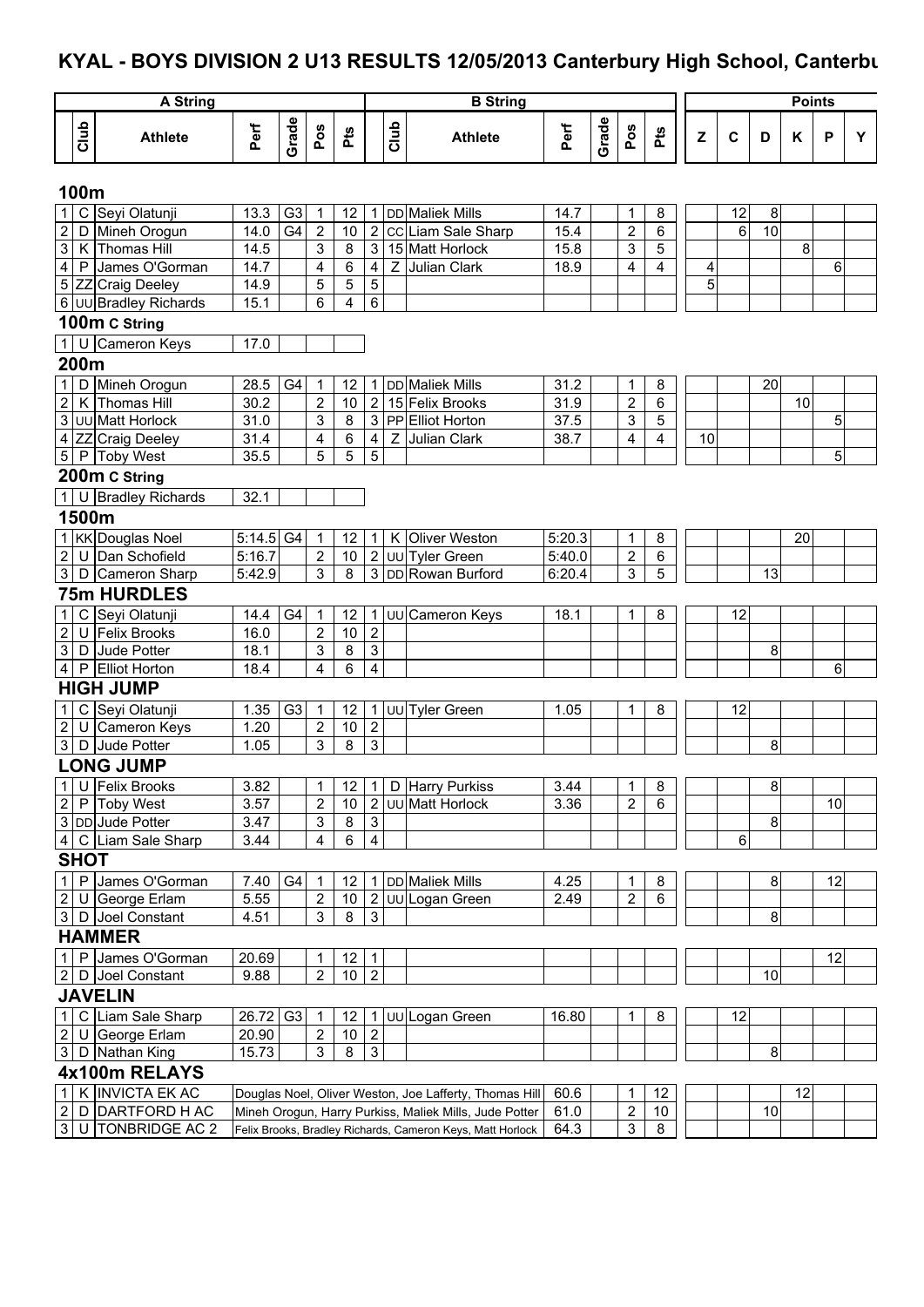# KYAL - BOYS DIVISION 2 U13 RESULTS 12/05/2013 Canterbury High School, Canterbu

| | A String | | | | | | | B String | | | | | | | Points | | | | | |
|---|---|---|---|---|---|---|---|---|---|---|---|---|---|---|---|---|---|---|---|---|
| | Club | Athlete | Perf | Grade | Pos | Pts | | Club | Athlete | Perf | Grade | Pos | Pts | Z | C | D | K | P | Y |
| **100m** | | | | | | | | | | | | | | | | | | | |
| 1 | C | Seyi Olatunji | 13.3 | G3 | 1 | 12 | 1 | DD | Maliek Mills | 14.7 | | 1 | 8 | | 12 | 8 | | | |
| 2 | D | Mineh Orogun | 14.0 | G4 | 2 | 10 | 2 | CC | Liam Sale Sharp | 15.4 | | 2 | 6 | | 6 | 10 | | | |
| 3 | K | Thomas Hill | 14.5 | | 3 | 8 | 3 | 15 | Matt Horlock | 15.8 | | 3 | 5 | | | | 8 | | |
| 4 | P | James O'Gorman | 14.7 | | 4 | 6 | 4 | Z | Julian Clark | 18.9 | | 4 | 4 | 4 | | | | 6 | |
| 5 | ZZ | Craig Deeley | 14.9 | | 5 | 5 | 5 | | | | | | | 5 | | | | | |
| 6 | UU | Bradley Richards | 15.1 | | 6 | 4 | 6 | | | | | | | | | | | | |
| **100m C String** | | | | | | | | | | | | | | | | | | | |
| 1 | U | Cameron Keys | 17.0 | | | | | | | | | | | | | | | | |
| **200m** | | | | | | | | | | | | | | | | | | | |
| 1 | D | Mineh Orogun | 28.5 | G4 | 1 | 12 | 1 | DD | Maliek Mills | 31.2 | | 1 | 8 | | | 20 | | | |
| 2 | K | Thomas Hill | 30.2 | | 2 | 10 | 2 | 15 | Felix Brooks | 31.9 | | 2 | 6 | | | | 10 | | |
| 3 | UU | Matt Horlock | 31.0 | | 3 | 8 | 3 | PP | Elliot Horton | 37.5 | | 3 | 5 | | | | | 5 | |
| 4 | ZZ | Craig Deeley | 31.4 | | 4 | 6 | 4 | Z | Julian Clark | 38.7 | | 4 | 4 | 10 | | | | | |
| 5 | P | Toby West | 35.5 | | 5 | 5 | 5 | | | | | | | | | | | 5 | |
| **200m C String** | | | | | | | | | | | | | | | | | | | |
| 1 | U | Bradley Richards | 32.1 | | | | | | | | | | | | | | | | |
| **1500m** | | | | | | | | | | | | | | | | | | | |
| 1 | KK | Douglas Noel | 5:14.5 | G4 | 1 | 12 | 1 | K | Oliver Weston | 5:20.3 | | 1 | 8 | | | | 20 | | |
| 2 | U | Dan Schofield | 5:16.7 | | 2 | 10 | 2 | UU | Tyler Green | 5:40.0 | | 2 | 6 | | | | | | |
| 3 | D | Cameron Sharp | 5:42.9 | | 3 | 8 | 3 | DD | Rowan Burford | 6:20.4 | | 3 | 5 | | | 13 | | | |
| **75m HURDLES** | | | | | | | | | | | | | | | | | | | |
| 1 | C | Seyi Olatunji | 14.4 | G4 | 1 | 12 | 1 | UU | Cameron Keys | 18.1 | | 1 | 8 | | 12 | | | | |
| 2 | U | Felix Brooks | 16.0 | | 2 | 10 | 2 | | | | | | | | | | | | |
| 3 | D | Jude Potter | 18.1 | | 3 | 8 | 3 | | | | | | | | | 8 | | | |
| 4 | P | Elliot Horton | 18.4 | | 4 | 6 | 4 | | | | | | | | | | | 6 | |
| **HIGH JUMP** | | | | | | | | | | | | | | | | | | | |
| 1 | C | Seyi Olatunji | 1.35 | G3 | 1 | 12 | 1 | UU | Tyler Green | 1.05 | | 1 | 8 | | 12 | | | | |
| 2 | U | Cameron Keys | 1.20 | | 2 | 10 | 2 | | | | | | | | | | | | |
| 3 | D | Jude Potter | 1.05 | | 3 | 8 | 3 | | | | | | | | | 8 | | | |
| **LONG JUMP** | | | | | | | | | | | | | | | | | | | |
| 1 | U | Felix Brooks | 3.82 | | 1 | 12 | 1 | D | Harry Purkiss | 3.44 | | 1 | 8 | | | 8 | | | |
| 2 | P | Toby West | 3.57 | | 2 | 10 | 2 | UU | Matt Horlock | 3.36 | | 2 | 6 | | | | | 10 | |
| 3 | DD | Jude Potter | 3.47 | | 3 | 8 | 3 | | | | | | | | | 8 | | | |
| 4 | C | Liam Sale Sharp | 3.44 | | 4 | 6 | 4 | | | | | | | | 6 | | | | |
| **SHOT** | | | | | | | | | | | | | | | | | | | |
| 1 | P | James O'Gorman | 7.40 | G4 | 1 | 12 | 1 | DD | Maliek Mills | 4.25 | | 1 | 8 | | | 8 | | 12 | |
| 2 | U | George Erlam | 5.55 | | 2 | 10 | 2 | UU | Logan Green | 2.49 | | 2 | 6 | | | | | | |
| 3 | D | Joel Constant | 4.51 | | 3 | 8 | 3 | | | | | | | | | 8 | | | |
| **HAMMER** | | | | | | | | | | | | | | | | | | | |
| 1 | P | James O'Gorman | 20.69 | | 1 | 12 | 1 | | | | | | | | | | | 12 | |
| 2 | D | Joel Constant | 9.88 | | 2 | 10 | 2 | | | | | | | | | 10 | | | |
| **JAVELIN** | | | | | | | | | | | | | | | | | | | |
| 1 | C | Liam Sale Sharp | 26.72 | G3 | 1 | 12 | 1 | UU | Logan Green | 16.80 | | 1 | 8 | | 12 | | | | |
| 2 | U | George Erlam | 20.90 | | 2 | 10 | 2 | | | | | | | | | | | | |
| 3 | D | Nathan King | 15.73 | | 3 | 8 | 3 | | | | | | | | | 8 | | | |
| **4x100m RELAYS** | | | | | | | | | | | | | | | | | | | |
| 1 | K | INVICTA EK AC | Douglas Noel, Oliver Weston, Joe Lafferty, Thomas Hill | | | | | | | 60.6 | | 1 | 12 | | | | 12 | | |
| 2 | D | DARTFORD H AC | Mineh Orogun, Harry Purkiss, Maliek Mills, Jude Potter | | | | | | | 61.0 | | 2 | 10 | | | 10 | | | |
| 3 | U | TONBRIDGE AC 2 | Felix Brooks, Bradley Richards, Cameron Keys, Matt Horlock | | | | | | | 64.3 | | 3 | 8 | | | | | | |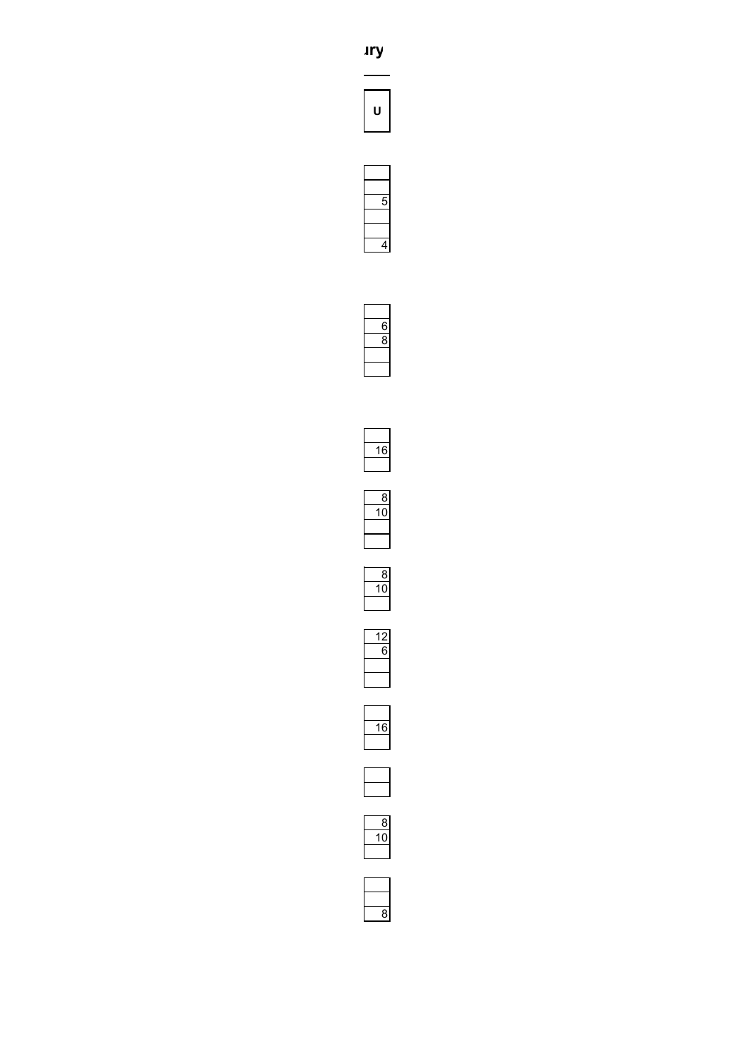ıry

| U |
|---|

| |
|---|
| |
| |
| 5 |
| |
| |
| 4 |

| |
|---|
| |
| 6 |
| 8 |
| |
| |

| |
|---|
| |
| 16 |
| |

| |
|---|
| 8 |
| 10 |
| |
| |

| |
|---|
| 8 |
| 10 |
| |

| |
|---|
| 12 |
| 6 |
| |
| |

| |
|---|
| |
| 16 |
| |

| |
|---|
| |
| |

| |
|---|
| 8 |
| 10 |
| |

| |
|---|
| |
| |
| 8 |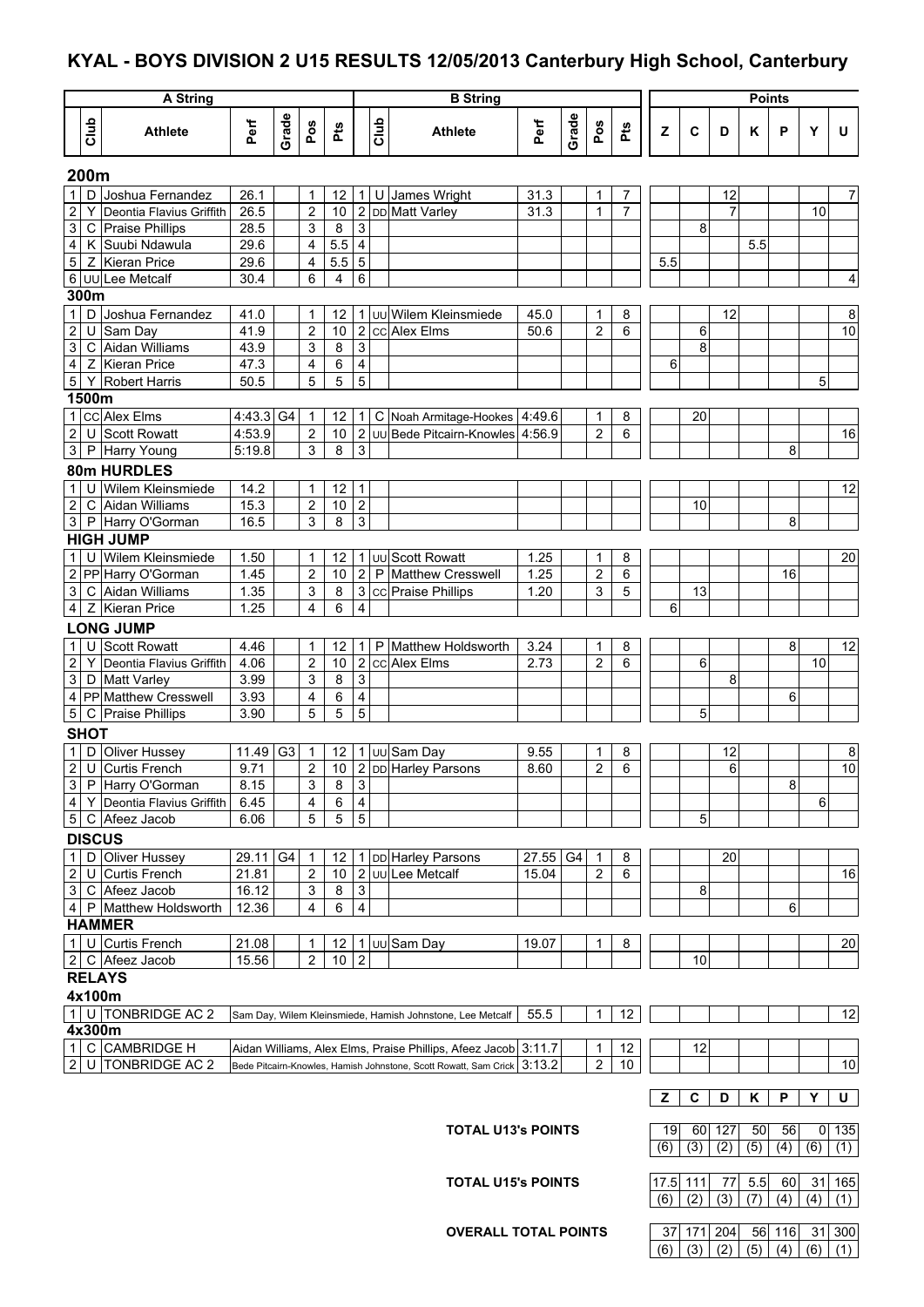# KYAL - BOYS DIVISION 2 U15 RESULTS 12/05/2013 Canterbury High School, Canterbury

| A String | | | | | | | B String | | | | | | | | Points | | | | | | |
|---|---|---|---|---|---|---|---|---|---|---|---|---|---|---|---|---|---|---|---|---|---|
| | Club | Athlete | Perf | Grade | Pos | Pts | | Club | Athlete | Perf | Grade | Pos | Pts | Z | C | D | K | P | Y | U |
| **200m** | | | | | | | | | | | | | | | | | | | | |
| 1 | D | Joshua Fernandez | 26.1 | | 1 | 12 | 1 | U | James Wright | 31.3 | | 1 | 7 | | | 12 | | | | 7 |
| 2 | Y | Deontia Flavius Griffith | 26.5 | | 2 | 10 | 2 | DD | Matt Varley | 31.3 | | 1 | 7 | | | 7 | | | 10 | |
| 3 | C | Praise Phillips | 28.5 | | 3 | 8 | 3 | | | | | | | | 8 | | | | | |
| 4 | K | Suubi Ndawula | 29.6 | | 4 | 5.5 | 4 | | | | | | | | | | 5.5 | | | |
| 5 | Z | Kieran Price | 29.6 | | 4 | 5.5 | 5 | | | | | | | 5.5 | | | | | | |
| 6 | UU | Lee Metcalf | 30.4 | | 6 | 4 | 6 | | | | | | | | | | | | | 4 |
| **300m** | | | | | | | | | | | | | | | | | | | | |
| 1 | D | Joshua Fernandez | 41.0 | | 1 | 12 | 1 | UU | Wilem Kleinsmiede | 45.0 | | 1 | 8 | | | 12 | | | | 8 |
| 2 | U | Sam Day | 41.9 | | 2 | 10 | 2 | CC | Alex Elms | 50.6 | | 2 | 6 | | 6 | | | | | 10 |
| 3 | C | Aidan Williams | 43.9 | | 3 | 8 | 3 | | | | | | | | 8 | | | | | |
| 4 | Z | Kieran Price | 47.3 | | 4 | 6 | 4 | | | | | | | 6 | | | | | | |
| 5 | Y | Robert Harris | 50.5 | | 5 | 5 | 5 | | | | | | | | | | | | 5 | |
| **1500m** | | | | | | | | | | | | | | | | | | | | |
| 1 | CC | Alex Elms | 4:43.3 | G4 | 1 | 12 | 1 | C | Noah Armitage-Hookes | 4:49.6 | | 1 | 8 | | 20 | | | | | |
| 2 | U | Scott Rowatt | 4:53.9 | | 2 | 10 | 2 | UU | Bede Pitcairn-Knowles | 4:56.9 | | 2 | 6 | | | | | | | 16 |
| 3 | P | Harry Young | 5:19.8 | | 3 | 8 | 3 | | | | | | | | | | | 8 | | |
| **80m HURDLES** | | | | | | | | | | | | | | | | | | | | |
| 1 | U | Wilem Kleinsmiede | 14.2 | | 1 | 12 | 1 | | | | | | | | | | | | | 12 |
| 2 | C | Aidan Williams | 15.3 | | 2 | 10 | 2 | | | | | | | | 10 | | | | | |
| 3 | P | Harry O'Gorman | 16.5 | | 3 | 8 | 3 | | | | | | | | | | | 8 | | |
| **HIGH JUMP** | | | | | | | | | | | | | | | | | | | | |
| 1 | U | Wilem Kleinsmiede | 1.50 | | 1 | 12 | 1 | UU | Scott Rowatt | 1.25 | | 1 | 8 | | | | | | | 20 |
| 2 | PP | Harry O'Gorman | 1.45 | | 2 | 10 | 2 | P | Matthew Cresswell | 1.25 | | 2 | 6 | | | | | 16 | | |
| 3 | C | Aidan Williams | 1.35 | | 3 | 8 | 3 | CC | Praise Phillips | 1.20 | | 3 | 5 | | 13 | | | | | |
| 4 | Z | Kieran Price | 1.25 | | 4 | 6 | 4 | | | | | | | 6 | | | | | | |
| **LONG JUMP** | | | | | | | | | | | | | | | | | | | | |
| 1 | U | Scott Rowatt | 4.46 | | 1 | 12 | 1 | P | Matthew Holdsworth | 3.24 | | 1 | 8 | | | | | 8 | | 12 |
| 2 | Y | Deontia Flavius Griffith | 4.06 | | 2 | 10 | 2 | CC | Alex Elms | 2.73 | | 2 | 6 | | 6 | | | | 10 | |
| 3 | D | Matt Varley | 3.99 | | 3 | 8 | 3 | | | | | | | | | 8 | | | | |
| 4 | PP | Matthew Cresswell | 3.93 | | 4 | 6 | 4 | | | | | | | | | | | 6 | | |
| 5 | C | Praise Phillips | 3.90 | | 5 | 5 | 5 | | | | | | | | 5 | | | | | |
| **SHOT** | | | | | | | | | | | | | | | | | | | | |
| 1 | D | Oliver Hussey | 11.49 | G3 | 1 | 12 | 1 | UU | Sam Day | 9.55 | | 1 | 8 | | | 12 | | | | 8 |
| 2 | U | Curtis French | 9.71 | | 2 | 10 | 2 | DD | Harley Parsons | 8.60 | | 2 | 6 | | | 6 | | | | 10 |
| 3 | P | Harry O'Gorman | 8.15 | | 3 | 8 | 3 | | | | | | | | | | | 8 | | |
| 4 | Y | Deontia Flavius Griffith | 6.45 | | 4 | 6 | 4 | | | | | | | | | | | | 6 | |
| 5 | C | Afeez Jacob | 6.06 | | 5 | 5 | 5 | | | | | | | | 5 | | | | | |
| **DISCUS** | | | | | | | | | | | | | | | | | | | | |
| 1 | D | Oliver Hussey | 29.11 | G4 | 1 | 12 | 1 | DD | Harley Parsons | 27.55 | G4 | 1 | 8 | | | 20 | | | | |
| 2 | U | Curtis French | 21.81 | | 2 | 10 | 2 | UU | Lee Metcalf | 15.04 | | 2 | 6 | | | | | | | 16 |
| 3 | C | Afeez Jacob | 16.12 | | 3 | 8 | 3 | | | | | | | | 8 | | | | | |
| 4 | P | Matthew Holdsworth | 12.36 | | 4 | 6 | 4 | | | | | | | | | | | 6 | | |
| **HAMMER** | | | | | | | | | | | | | | | | | | | | |
| 1 | U | Curtis French | 21.08 | | 1 | 12 | 1 | UU | Sam Day | 19.07 | | 1 | 8 | | | | | | | 20 |
| 2 | C | Afeez Jacob | 15.56 | | 2 | 10 | 2 | | | | | | | | 10 | | | | | |
| **RELAYS** | | | | | | | | | | | | | | | | | | | | |
| **4x100m** | | | | | | | | | | | | | | | | | | | | |
| 1 | U | TONBRIDGE AC 2 | Sam Day, Wilem Kleinsmiede, Hamish Johnstone, Lee Metcalf | | | | | | | 55.5 | | 1 | 12 | | | | | | | 12 |
| **4x300m** | | | | | | | | | | | | | | | | | | | | |
| 1 | C | CAMBRIDGE H | Aidan Williams, Alex Elms, Praise Phillips, Afeez Jacob | | | | | | | 3:11.7 | | 1 | 12 | | 12 | | | | | |
| 2 | U | TONBRIDGE AC 2 | Bede Pitcairn-Knowles, Hamish Johnstone, Scott Rowatt, Sam Crick | | | | | | | 3:13.2 | | 2 | 10 | | | | | | | 10 |

| | Z | C | D | K | P | Y | U |
|---|---|---|---|---|---|---|---|
| **TOTAL U13's POINTS** | 19 | 60 | 127 | 50 | 56 | 0 | 135 |
| | (6) | (3) | (2) | (5) | (4) | (6) | (1) |
| **TOTAL U15's POINTS** | 17.5 | 111 | 77 | 5.5 | 60 | 31 | 165 |
| | (6) | (2) | (3) | (7) | (4) | (4) | (1) |
| **OVERALL TOTAL POINTS** | 37 | 171 | 204 | 56 | 116 | 31 | 300 |
| | (6) | (3) | (2) | (5) | (4) | (6) | (1) |